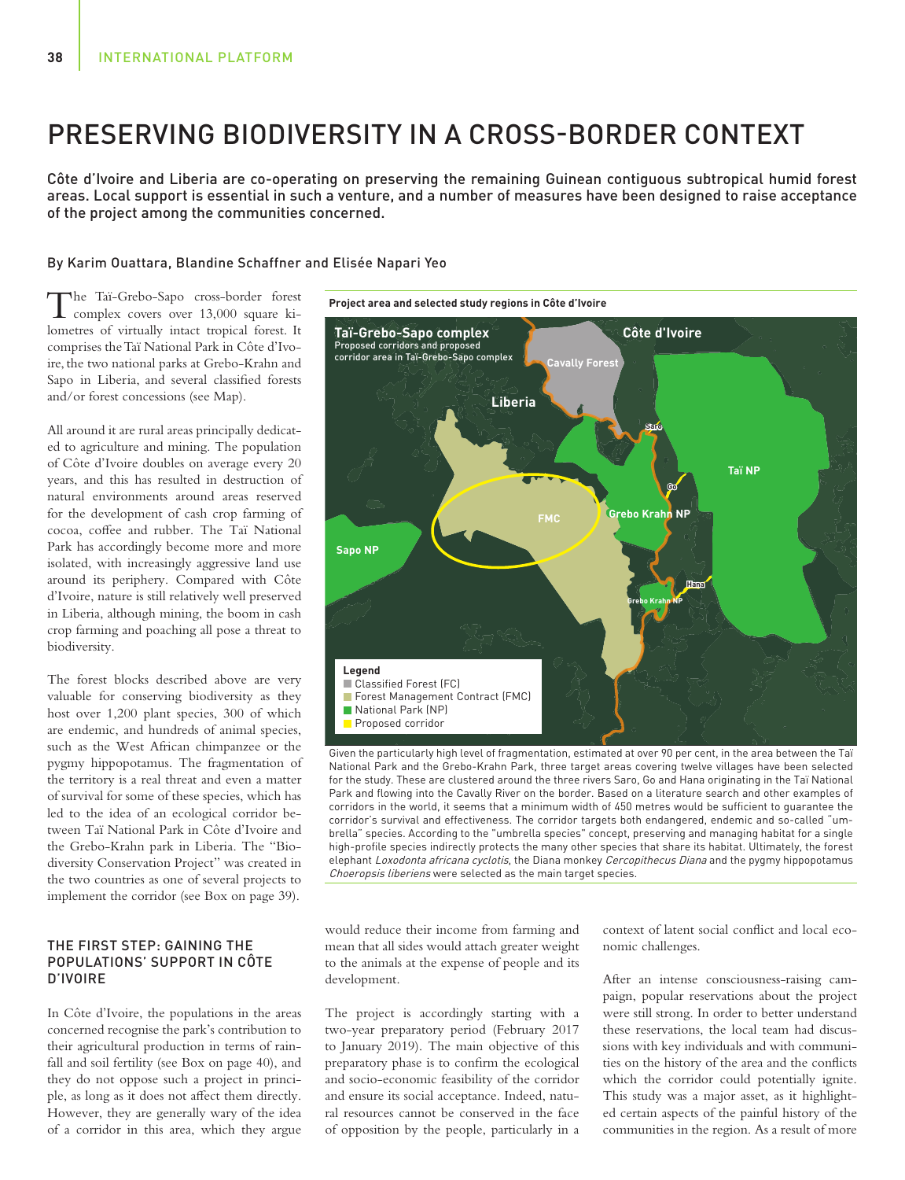# PRESERVING BIODIVERSITY IN A CROSS-BORDER CONTEXT

Côte d'Ivoire and Liberia are co-operating on preserving the remaining Guinean contiguous subtropical humid forest areas. Local support is essential in such a venture, and a number of measures have been designed to raise acceptance of the project among the communities concerned.

By Karim Ouattara, Blandine Schaffner and Elisée Napari Yeo

The Taï-Grebo-Sapo cross-border forest complex covers over 13,000 square kilometres of virtually intact tropical forest. It comprises the Taï National Park in Côte d'Ivoire, the two national parks at Grebo-Krahn and Sapo in Liberia, and several classified forests and/or forest concessions (see Map).

All around it are rural areas principally dedicated to agriculture and mining. The population of Côte d'Ivoire doubles on average every 20 years, and this has resulted in destruction of natural environments around areas reserved for the development of cash crop farming of cocoa, coffee and rubber. The Taï National Park has accordingly become more and more isolated, with increasingly aggressive land use around its periphery. Compared with Côte d'Ivoire, nature is still relatively well preserved in Liberia, although mining, the boom in cash crop farming and poaching all pose a threat to biodiversity.

The forest blocks described above are very valuable for conserving biodiversity as they host over 1,200 plant species, 300 of which are endemic, and hundreds of animal species, such as the West African chimpanzee or the pygmy hippopotamus. The fragmentation of the territory is a real threat and even a matter of survival for some of these species, which has led to the idea of an ecological corridor between Taï National Park in Côte d'Ivoire and the Grebo-Krahn park in Liberia. The "Biodiversity Conservation Project" was created in the two countries as one of several projects to implement the corridor (see Box on page 39).

**Project area and selected study regions in Côte d'Ivoire**

Taï-Grebo-Sapo complex
Proposed corridors and proposed corridor area in Taï-Grebo-Sapo complex

Legend
- Classified Forest (FC)
- Forest Management Contract (FMC)
- National Park (NP)
- Proposed corridor

Given the particularly high level of fragmentation, estimated at over 90 per cent, in the area between the Taï National Park and the Grebo-Krahn Park, three target areas covering twelve villages have been selected for the study. These are clustered around the three rivers Saro, Go and Hana originating in the Taï National Park and flowing into the Cavally River on the border. Based on a literature search and other examples of corridors in the world, it seems that a minimum width of 450 metres would be sufficient to guarantee the corridor's survival and effectiveness. The corridor targets both endangered, endemic and so-called "umbrella" species. According to the "umbrella species" concept, preserving and managing habitat for a single high-profile species indirectly protects the many other species that share its habitat. Ultimately, the forest elephant *Loxodonta africana cyclotis*, the Diana monkey *Cercopithecus Diana* and the pygmy hippopotamus *Choeropsis liberiens* were selected as the main target species.

## THE FIRST STEP: GAINING THE POPULATIONS' SUPPORT IN CÔTE D'IVOIRE

In Côte d'Ivoire, the populations in the areas concerned recognise the park's contribution to their agricultural production in terms of rainfall and soil fertility (see Box on page 40), and they do not oppose such a project in principle, as long as it does not affect them directly. However, they are generally wary of the idea of a corridor in this area, which they argue would reduce their income from farming and mean that all sides would attach greater weight to the animals at the expense of people and its development.

The project is accordingly starting with a two-year preparatory period (February 2017 to January 2019). The main objective of this preparatory phase is to confirm the ecological and socio-economic feasibility of the corridor and ensure its social acceptance. Indeed, natural resources cannot be conserved in the face of opposition by the people, particularly in a context of latent social conflict and local economic challenges.

After an intense consciousness-raising campaign, popular reservations about the project were still strong. In order to better understand these reservations, the local team had discussions with key individuals and with communities on the history of the area and the conflicts which the corridor could potentially ignite. This study was a major asset, as it highlighted certain aspects of the painful history of the communities in the region. As a result of more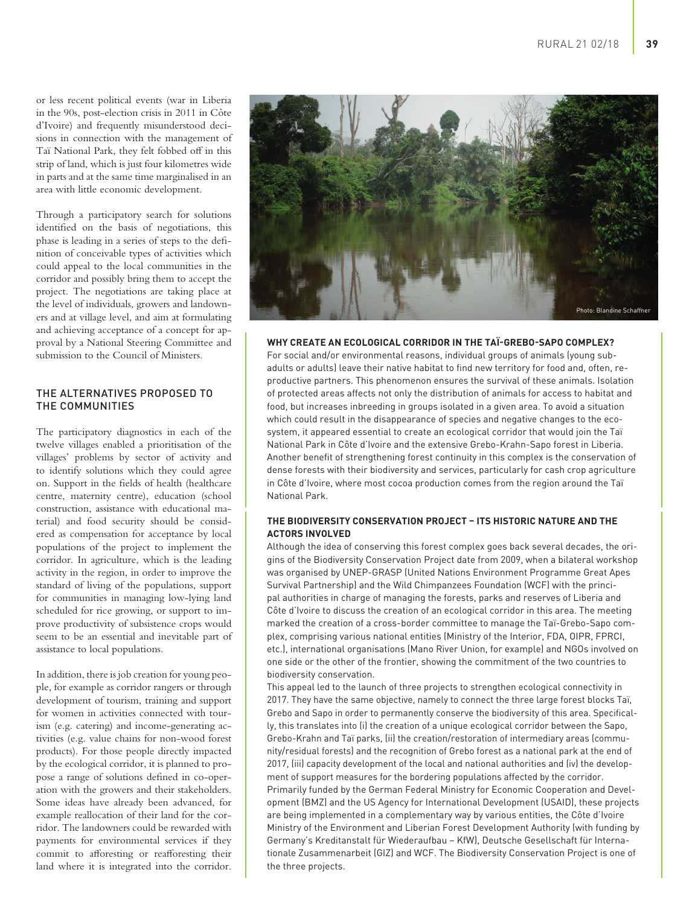or less recent political events (war in Liberia in the 90s, post-election crisis in 2011 in Côte d'Ivoire) and frequently misunderstood decisions in connection with the management of Taï National Park, they felt fobbed off in this strip of land, which is just four kilometres wide in parts and at the same time marginalised in an area with little economic development.

Through a participatory search for solutions identified on the basis of negotiations, this phase is leading in a series of steps to the definition of conceivable types of activities which could appeal to the local communities in the corridor and possibly bring them to accept the project. The negotiations are taking place at the level of individuals, growers and landowners and at village level, and aim at formulating and achieving acceptance of a concept for approval by a National Steering Committee and submission to the Council of Ministers.

## THE ALTERNATIVES PROPOSED TO THE COMMUNITIES

The participatory diagnostics in each of the twelve villages enabled a prioritisation of the villages' problems by sector of activity and to identify solutions which they could agree on. Support in the fields of health (healthcare centre, maternity centre), education (school construction, assistance with educational material) and food security should be considered as compensation for acceptance by local populations of the project to implement the corridor. In agriculture, which is the leading activity in the region, in order to improve the standard of living of the populations, support for communities in managing low-lying land scheduled for rice growing, or support to improve productivity of subsistence crops would seem to be an essential and inevitable part of assistance to local populations.

In addition, there is job creation for young people, for example as corridor rangers or through development of tourism, training and support for women in activities connected with tourism (e.g. catering) and income-generating activities (e.g. value chains for non-wood forest products). For those people directly impacted by the ecological corridor, it is planned to propose a range of solutions defined in co-operation with the growers and their stakeholders. Some ideas have already been advanced, for example reallocation of their land for the corridor. The landowners could be rewarded with payments for environmental services if they commit to afforesting or reafforesting their land where it is integrated into the corridor.

Photo: Blandine Schaffner

**WHY CREATE AN ECOLOGICAL CORRIDOR IN THE TAÏ-GREBO-SAPO COMPLEX?**

For social and/or environmental reasons, individual groups of animals (young sub-adults or adults) leave their native habitat to find new territory for food and, often, reproductive partners. This phenomenon ensures the survival of these animals. Isolation of protected areas affects not only the distribution of animals for access to habitat and food, but increases inbreeding in groups isolated in a given area. To avoid a situation which could result in the disappearance of species and negative changes to the ecosystem, it appeared essential to create an ecological corridor that would join the Taï National Park in Côte d'Ivoire and the extensive Grebo-Krahn-Sapo forest in Liberia. Another benefit of strengthening forest continuity in this complex is the conservation of dense forests with their biodiversity and services, particularly for cash crop agriculture in Côte d'Ivoire, where most cocoa production comes from the region around the Taï National Park.

**THE BIODIVERSITY CONSERVATION PROJECT – ITS HISTORIC NATURE AND THE ACTORS INVOLVED**

Although the idea of conserving this forest complex goes back several decades, the origins of the Biodiversity Conservation Project date from 2009, when a bilateral workshop was organised by UNEP-GRASP (United Nations Environment Programme Great Apes Survival Partnership) and the Wild Chimpanzees Foundation (WCF) with the principal authorities in charge of managing the forests, parks and reserves of Liberia and Côte d'Ivoire to discuss the creation of an ecological corridor in this area. The meeting marked the creation of a cross-border committee to manage the Taï-Grebo-Sapo complex, comprising various national entities (Ministry of the Interior, FDA, OIPR, FPRCI, etc.), international organisations (Mano River Union, for example) and NGOs involved on one side or the other of the frontier, showing the commitment of the two countries to biodiversity conservation.

This appeal led to the launch of three projects to strengthen ecological connectivity in 2017. They have the same objective, namely to connect the three large forest blocks Taï, Grebo and Sapo in order to permanently conserve the biodiversity of this area. Specifically, this translates into (i) the creation of a unique ecological corridor between the Sapo, Grebo-Krahn and Taï parks, (ii) the creation/restoration of intermediary areas (community/residual forests) and the recognition of Grebo forest as a national park at the end of 2017, (iii) capacity development of the local and national authorities and (iv) the development of support measures for the bordering populations affected by the corridor.

Primarily funded by the German Federal Ministry for Economic Cooperation and Development (BMZ) and the US Agency for International Development (USAID), these projects are being implemented in a complementary way by various entities, the Côte d'Ivoire Ministry of the Environment and Liberian Forest Development Authority (with funding by Germany's Kreditanstalt für Wiederaufbau – KfW), Deutsche Gesellschaft für Internationale Zusammenarbeit (GIZ) and WCF. The Biodiversity Conservation Project is one of the three projects.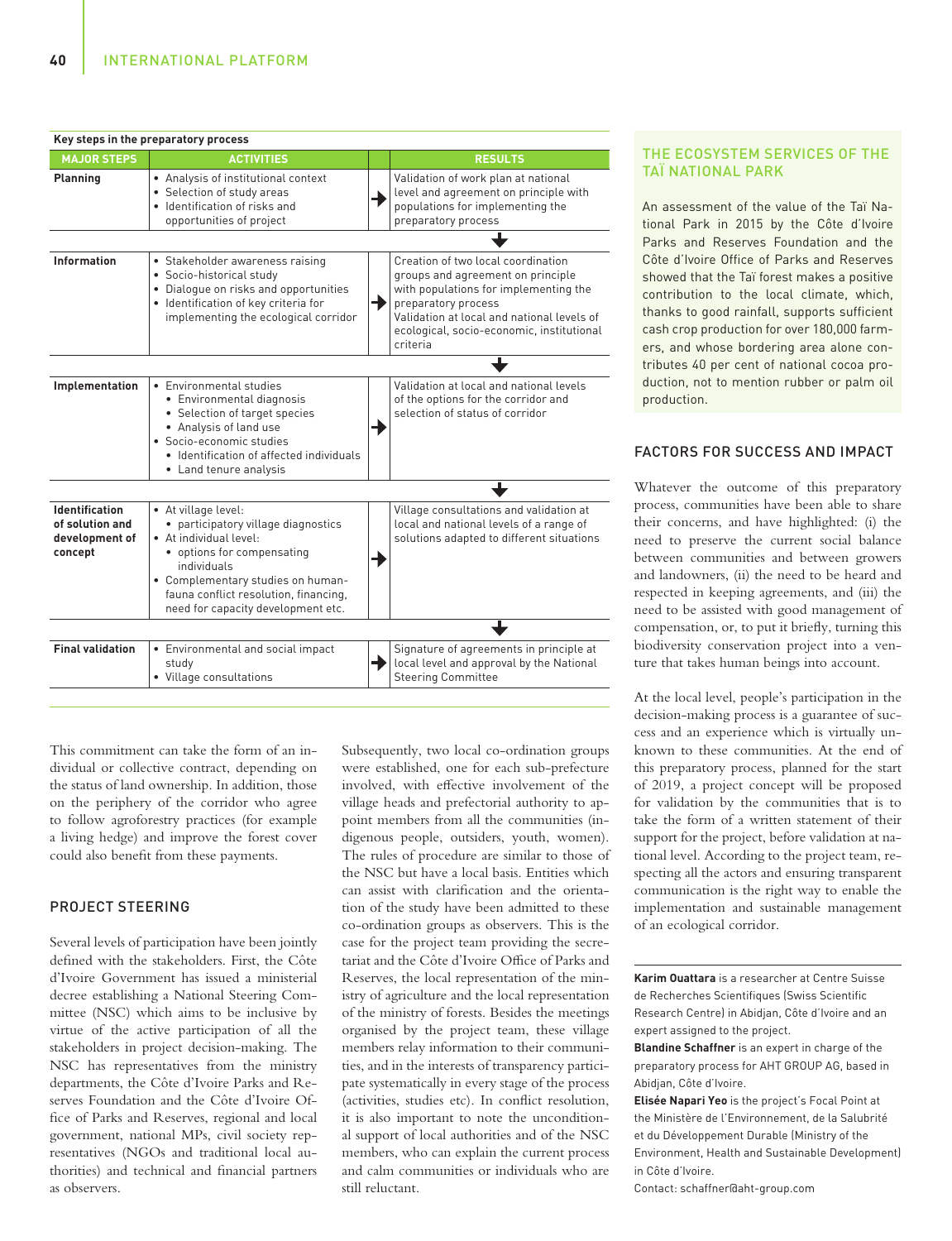**Key steps in the preparatory process**

| MAJOR STEPS | ACTIVITIES | | RESULTS |
|---|---|---|---|
| **Planning** | • Analysis of institutional context<br>• Selection of study areas<br>• Identification of risks and opportunities of project | → | Validation of work plan at national level and agreement on principle with populations for implementing the preparatory process |
| **Information** | • Stakeholder awareness raising<br>• Socio-historical study<br>• Dialogue on risks and opportunities<br>• Identification of key criteria for implementing the ecological corridor | → | Creation of two local coordination groups and agreement on principle with populations for implementing the preparatory process<br>Validation at local and national levels of ecological, socio-economic, institutional criteria |
| **Implementation** | • Environmental studies<br>  • Environmental diagnosis<br>  • Selection of target species<br>  • Analysis of land use<br>• Socio-economic studies<br>  • Identification of affected individuals<br>  • Land tenure analysis | → | Validation at local and national levels of the options for the corridor and selection of status of corridor |
| **Identification of solution and development of concept** | • At village level:<br>  • participatory village diagnostics<br>• At individual level:<br>  • options for compensating individuals<br>• Complementary studies on human-fauna conflict resolution, financing, need for capacity development etc. | → | Village consultations and validation at local and national levels of a range of solutions adapted to different situations |
| **Final validation** | • Environmental and social impact study<br>• Village consultations | → | Signature of agreements in principle at local level and approval by the National Steering Committee |

This commitment can take the form of an individual or collective contract, depending on the status of land ownership. In addition, those on the periphery of the corridor who agree to follow agroforestry practices (for example a living hedge) and improve the forest cover could also benefit from these payments.

## PROJECT STEERING

Several levels of participation have been jointly defined with the stakeholders. First, the Côte d'Ivoire Government has issued a ministerial decree establishing a National Steering Committee (NSC) which aims to be inclusive by virtue of the active participation of all the stakeholders in project decision-making. The NSC has representatives from the ministry departments, the Côte d'Ivoire Parks and Reserves Foundation and the Côte d'Ivoire Office of Parks and Reserves, regional and local government, national MPs, civil society representatives (NGOs and traditional local authorities) and technical and financial partners as observers.

Subsequently, two local co-ordination groups were established, one for each sub-prefecture involved, with effective involvement of the village heads and prefectorial authority to appoint members from all the communities (indigenous people, outsiders, youth, women). The rules of procedure are similar to those of the NSC but have a local basis. Entities which can assist with clarification and the orientation of the study have been admitted to these co-ordination groups as observers. This is the case for the project team providing the secretariat and the Côte d'Ivoire Office of Parks and Reserves, the local representation of the ministry of agriculture and the local representation of the ministry of forests. Besides the meetings organised by the project team, these village members relay information to their communities, and in the interests of transparency participate systematically in every stage of the process (activities, studies etc). In conflict resolution, it is also important to note the unconditional support of local authorities and of the NSC members, who can explain the current process and calm communities or individuals who are still reluctant.

## THE ECOSYSTEM SERVICES OF THE TAÏ NATIONAL PARK

An assessment of the value of the Taï National Park in 2015 by the Côte d'Ivoire Parks and Reserves Foundation and the Côte d'Ivoire Office of Parks and Reserves showed that the Taï forest makes a positive contribution to the local climate, which, thanks to good rainfall, supports sufficient cash crop production for over 180,000 farmers, and whose bordering area alone contributes 40 per cent of national cocoa production, not to mention rubber or palm oil production.

## FACTORS FOR SUCCESS AND IMPACT

Whatever the outcome of this preparatory process, communities have been able to share their concerns, and have highlighted: (i) the need to preserve the current social balance between communities and between growers and landowners, (ii) the need to be heard and respected in keeping agreements, and (iii) the need to be assisted with good management of compensation, or, to put it briefly, turning this biodiversity conservation project into a venture that takes human beings into account.

At the local level, people's participation in the decision-making process is a guarantee of success and an experience which is virtually unknown to these communities. At the end of this preparatory process, planned for the start of 2019, a project concept will be proposed for validation by the communities that is to take the form of a written statement of their support for the project, before validation at national level. According to the project team, respecting all the actors and ensuring transparent communication is the right way to enable the implementation and sustainable management of an ecological corridor.

---

**Karim Ouattara** is a researcher at Centre Suisse de Recherches Scientifiques (Swiss Scientific Research Centre) in Abidjan, Côte d'Ivoire and an expert assigned to the project.

**Blandine Schaffner** is an expert in charge of the preparatory process for AHT GROUP AG, based in Abidjan, Côte d'Ivoire.

**Elisée Napari Yeo** is the project's Focal Point at the Ministère de l'Environnement, de la Salubrité et du Développement Durable (Ministry of the Environment, Health and Sustainable Development) in Côte d'Ivoire.

Contact: schaffner@aht-group.com